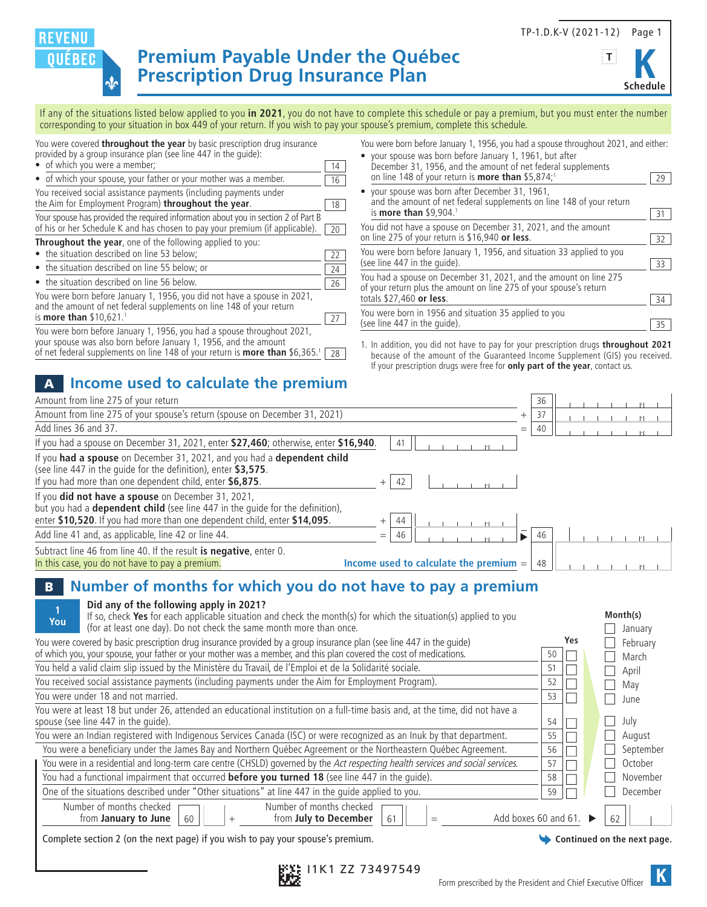REVENU QUÉBEC

# Premium Payable Under the Québec Prescription Drug Insurance Plan

TP-1.D.K-V (2021-12)

**Schedule K**

If any of the situations listed below applied to you **in 2021**, you do not have to complete this schedule or pay a premium, but you must enter the number corresponding to your situation in box 449 of your return. If you wish to pay your spouse's premium, complete this schedule.

| Situation | Box |
|---|---|
| You were covered **throughout the year** by basic prescription drug insurance provided by a group insurance plan (see line 447 in the guide): | |
| • of which you were a member; | 14 |
| • of which your spouse, your father or your mother was a member. | 16 |
| You received social assistance payments (including payments under the Aim for Employment Program) **throughout the year**. | 18 |
| Your spouse has provided the required information about you in section 2 of Part B of his or her Schedule K and has chosen to pay your premium (if applicable). | 20 |
| **Throughout the year**, one of the following applied to you: | |
| • the situation described on line 53 below; | 22 |
| • the situation described on line 55 below; or | 24 |
| • the situation described on line 56 below. | 26 |
| You were born before January 1, 1956, you did not have a spouse in 2021, and the amount of net federal supplements on line 148 of your return is **more than** $10,621.[1] | 27 |
| You were born before January 1, 1956, you had a spouse throughout 2021, your spouse was also born before January 1, 1956, and the amount of net federal supplements on line 148 of your return is **more than** $6,365.[1] | 28 |
| You were born before January 1, 1956, you had a spouse throughout 2021, and either: | |
| • your spouse was born before January 1, 1961, but after December 31, 1956, and the amount of net federal supplements on line 148 of your return is **more than** $5,874;[1] | 29 |
| • your spouse was born after December 31, 1961, and the amount of net federal supplements on line 148 of your return is **more than** $9,904.[1] | 31 |
| You did not have a spouse on December 31, 2021, and the amount on line 275 of your return is $16,940 **or less**. | 32 |
| You were born before January 1, 1956, and situation 33 applied to you (see line 447 in the guide). | 33 |
| You had a spouse on December 31, 2021, and the amount on line 275 of your return plus the amount on line 275 of your spouse's return totals $27,460 **or less**. | 34 |
| You were born in 1956 and situation 35 applied to you (see line 447 in the guide). | 35 |

1. In addition, you did not have to pay for your prescription drugs **throughout 2021** because of the amount of the Guaranteed Income Supplement (GIS) you received. If your prescription drugs were free for **only part of the year**, contact us.

## A Income used to calculate the premium

| Description | | Line | Amount |
|---|---|---|---|
| Amount from line 275 of your return | | 36 | |
| Amount from line 275 of your spouse's return (spouse on December 31, 2021) | + | 37 | |
| Add lines 36 and 37. | = | 40 | |
| If you had a spouse on December 31, 2021, enter **$27,460**; otherwise, enter **$16,940**. | | 41 | |
| If you **had a spouse** on December 31, 2021, and you had a **dependent child** (see line 447 in the guide for the definition), enter **$3,575**. If you had more than one dependent child, enter **$6,875**. | + | 42 | |
| If you **did not have a spouse** on December 31, 2021, but you had a **dependent child** (see line 447 in the guide for the definition), enter **$10,520**. If you had more than one dependent child, enter **$14,095**. | + | 44 | |
| Add line 41 and, as applicable, line 42 or line 44. | = | 46 | ▶ 46 |
| Subtract line 46 from line 40. If the result **is negative**, enter 0. In this case, you do not have to pay a premium. **Income used to calculate the premium** | = | 48 | |

## B Number of months for which you do not have to pay a premium

**1 You**

**Did any of the following apply in 2021?**
If so, check **Yes** for each applicable situation and check the month(s) for which the situation(s) applied to you (for at least one day). Do not check the same month more than once.

| Situation | Line | Yes |
|---|---|---|
| You were covered by basic prescription drug insurance provided by a group insurance plan (see line 447 in the guide) of which you, your spouse, your father or your mother was a member, and this plan covered the cost of medications. | 50 | ☐ |
| You held a valid claim slip issued by the Ministère du Travail, de l'Emploi et de la Solidarité sociale. | 51 | ☐ |
| You received social assistance payments (including payments under the Aim for Employment Program). | 52 | ☐ |
| You were under 18 and not married. | 53 | ☐ |
| You were at least 18 but under 26, attended an educational institution on a full-time basis and, at the time, did not have a spouse (see line 447 in the guide). | 54 | ☐ |
| You were an Indian registered with Indigenous Services Canada (ISC) or were recognized as an Inuk by that department. | 55 | ☐ |
| You were a beneficiary under the James Bay and Northern Québec Agreement or the Northeastern Québec Agreement. | 56 | ☐ |
| You were in a residential and long-term care centre (CHSLD) governed by the *Act respecting health services and social services.* | 57 | ☐ |
| You had a functional impairment that occurred **before you turned 18** (see line 447 in the guide). | 58 | ☐ |
| One of the situations described under "Other situations" at line 447 in the guide applied to you. | 59 | ☐ |

**Month(s)**

☐ January
☐ February
☐ March
☐ April
☐ May
☐ June
☐ July
☐ August
☐ September
☐ October
☐ November
☐ December

Number of months checked from **January to June** [60] + Number of months checked from **July to December** [61] = Add boxes 60 and 61. ▶ [62]

Complete section 2 (on the next page) if you wish to pay your spouse's premium.

**Continued on the next page.**

I1K1 ZZ 73497549

Form prescribed by the President and Chief Executive Officer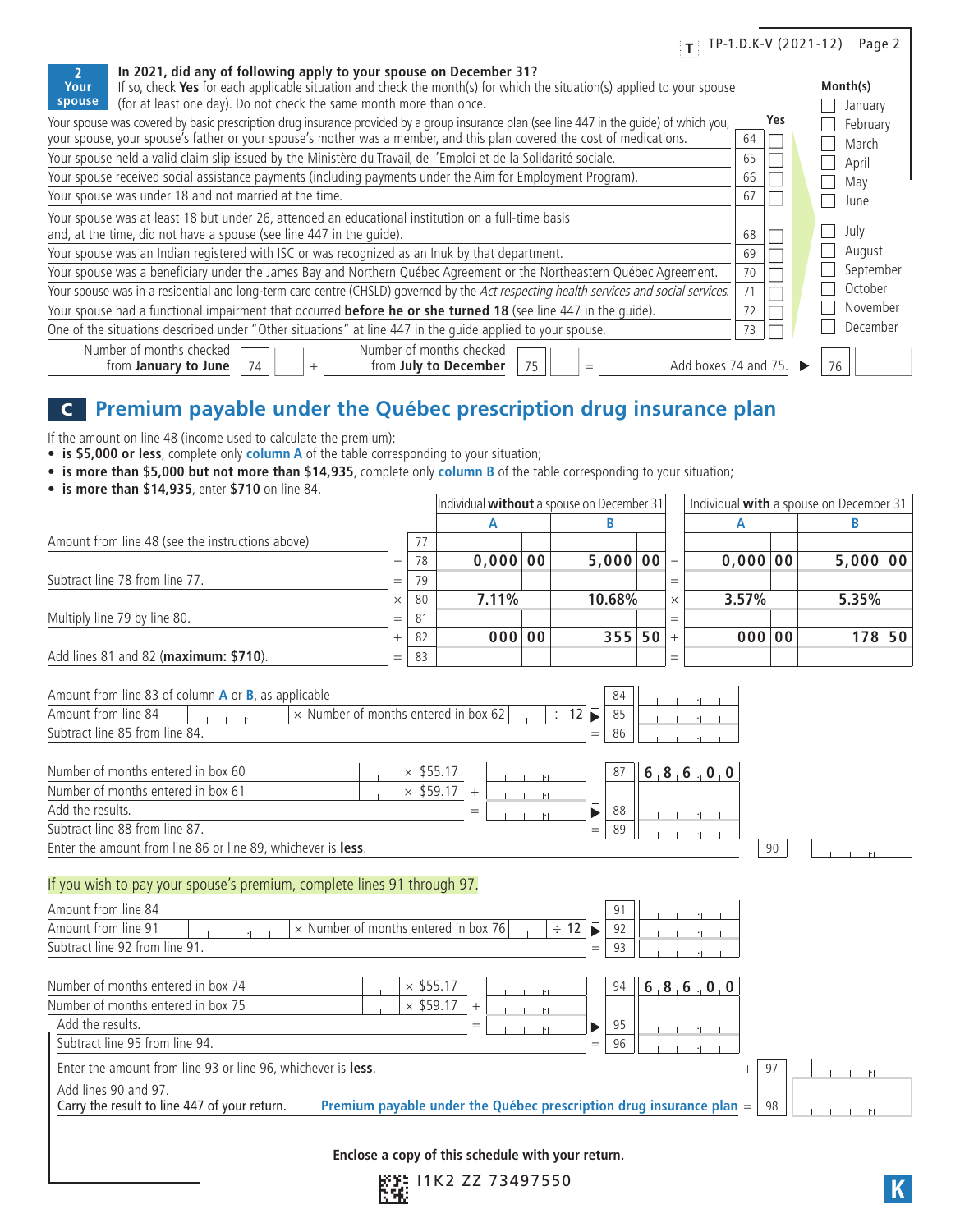## 2 Your spouse

**In 2021, did any of following apply to your spouse on December 31?**
If so, check **Yes** for each applicable situation and check the month(s) for which the situation(s) applied to your spouse (for at least one day). Do not check the same month more than once.

| | | Yes |
|---|---|---|
| Your spouse was covered by basic prescription drug insurance provided by a group insurance plan (see line 447 in the guide) of which you, your spouse, your spouse's father or your spouse's mother was a member, and this plan covered the cost of medications. | 64 | ☐ |
| Your spouse held a valid claim slip issued by the Ministère du Travail, de l'Emploi et de la Solidarité sociale. | 65 | ☐ |
| Your spouse received social assistance payments (including payments under the Aim for Employment Program). | 66 | ☐ |
| Your spouse was under 18 and not married at the time. | 67 | ☐ |
| Your spouse was at least 18 but under 26, attended an educational institution on a full-time basis and, at the time, did not have a spouse (see line 447 in the guide). | 68 | ☐ |
| Your spouse was an Indian registered with ISC or was recognized as an Inuk by that department. | 69 | ☐ |
| Your spouse was a beneficiary under the James Bay and Northern Québec Agreement or the Northeastern Québec Agreement. | 70 | ☐ |
| Your spouse was in a residential and long-term care centre (CHSLD) governed by the *Act respecting health services and social services*. | 71 | ☐ |
| Your spouse had a functional impairment that occurred **before he or she turned 18** (see line 447 in the guide). | 72 | ☐ |
| One of the situations described under "Other situations" at line 447 in the guide applied to your spouse. | 73 | ☐ |

**Month(s)**
☐ January
☐ February
☐ March
☐ April
☐ May
☐ June
☐ July
☐ August
☐ September
☐ October
☐ November
☐ December

Number of months checked from **January to June** 74 + Number of months checked from **July to December** 75 = Add boxes 74 and 75. ▶ 76

## C Premium payable under the Québec prescription drug insurance plan

If the amount on line 48 (income used to calculate the premium):

- **is $5,000 or less**, complete only **column A** of the table corresponding to your situation;
- **is more than $5,000 but not more than $14,935**, complete only **column B** of the table corresponding to your situation;
- **is more than $14,935**, enter **$710** on line 84.

| | | | Individual **without** a spouse on December 31 | | | Individual **with** a spouse on December 31 | |
|---|---|---|---|---|---|---|---|
| | | | A | B | | A | B |
| Amount from line 48 (see the instructions above) | | 77 | | | | | |
| | − | 78 | 0,000 00 | 5,000 00 | − | 0,000 00 | 5,000 00 |
| Subtract line 78 from line 77. | = | 79 | | | = | | |
| | × | 80 | 7.11% | 10.68% | × | 3.57% | 5.35% |
| Multiply line 79 by line 80. | = | 81 | | | = | | |
| | + | 82 | 000 00 | 355 50 | + | 000 00 | 178 50 |
| Add lines 81 and 82 (**maximum: $710**). | = | 83 | | | = | | |

Amount from line 83 of column **A** or **B**, as applicable — 84

Amount from line 84 × Number of months entered in box 62 ÷ 12 ▶ 85

Subtract line 85 from line 84. = 86

Number of months entered in box 60 × $55.17 — 87: 6,860.0

Number of months entered in box 61 × $59.17 +

Add the results. = ▶ − 88

Subtract line 88 from line 87. = 89

Enter the amount from line 86 or line 89, whichever is **less**. 90

If you wish to pay your spouse's premium, complete lines 91 through 97.

Amount from line 84 — 91

Amount from line 91 × Number of months entered in box 76 ÷ 12 ▶ 92

Subtract line 92 from line 91. = 93

Number of months entered in box 74 × $55.17 — 94: 6,860.0

Number of months entered in box 75 × $59.17 +

Add the results. = ▶ − 95

Subtract line 95 from line 94. = 96

Enter the amount from line 93 or line 96, whichever is **less**. + 97

Add lines 90 and 97.
Carry the result to line 447 of your return. **Premium payable under the Québec prescription drug insurance plan** = 98

**Enclose a copy of this schedule with your return.**

I1K2 ZZ 73497550